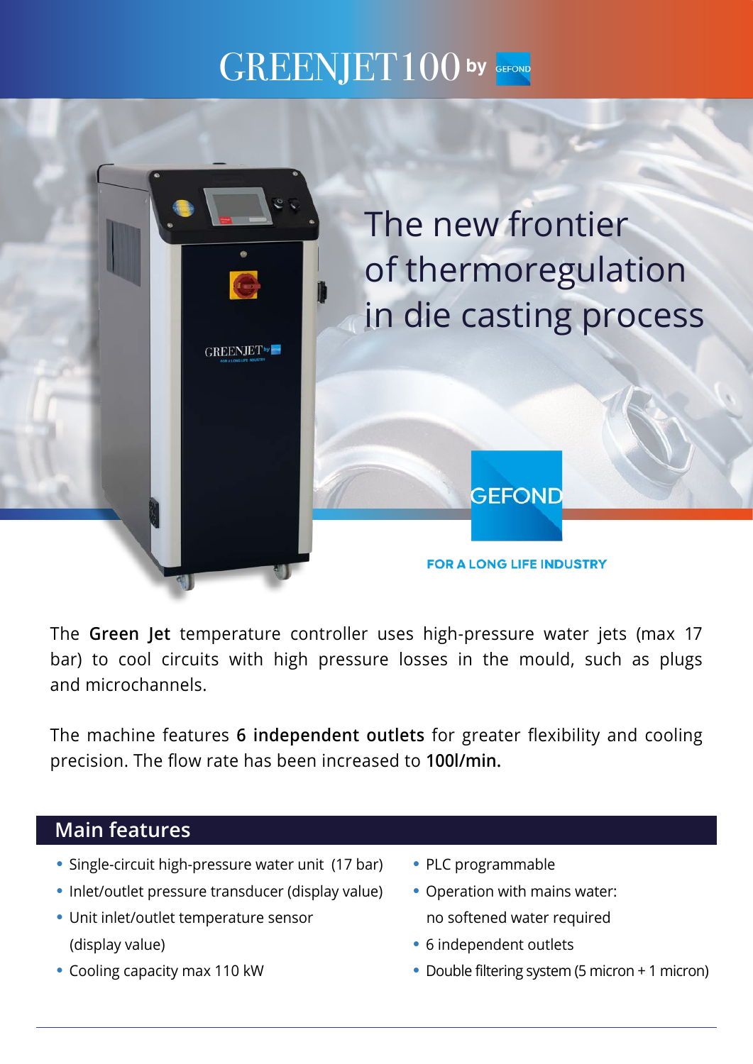# GREENJET 100 by GEFOND

## The new frontier of thermoregulation in die casting process

GEFOND

FOR A LONG LIFE INDUSTRY

The **Green Jet** temperature controller uses high-pressure water jets (max 17 bar) to cool circuits with high pressure losses in the mould, such as plugs and microchannels.

The machine features **6 independent outlets** for greater flexibility and cooling precision. The flow rate has been increased to **100l/min.**

## Main features

- Single-circuit high-pressure water unit (17 bar)
- Inlet/outlet pressure transducer (display value)
- Unit inlet/outlet temperature sensor (display value)
- Cooling capacity max 110 kW
- PLC programmable
- Operation with mains water: no softened water required
- 6 independent outlets
- Double filtering system (5 micron + 1 micron)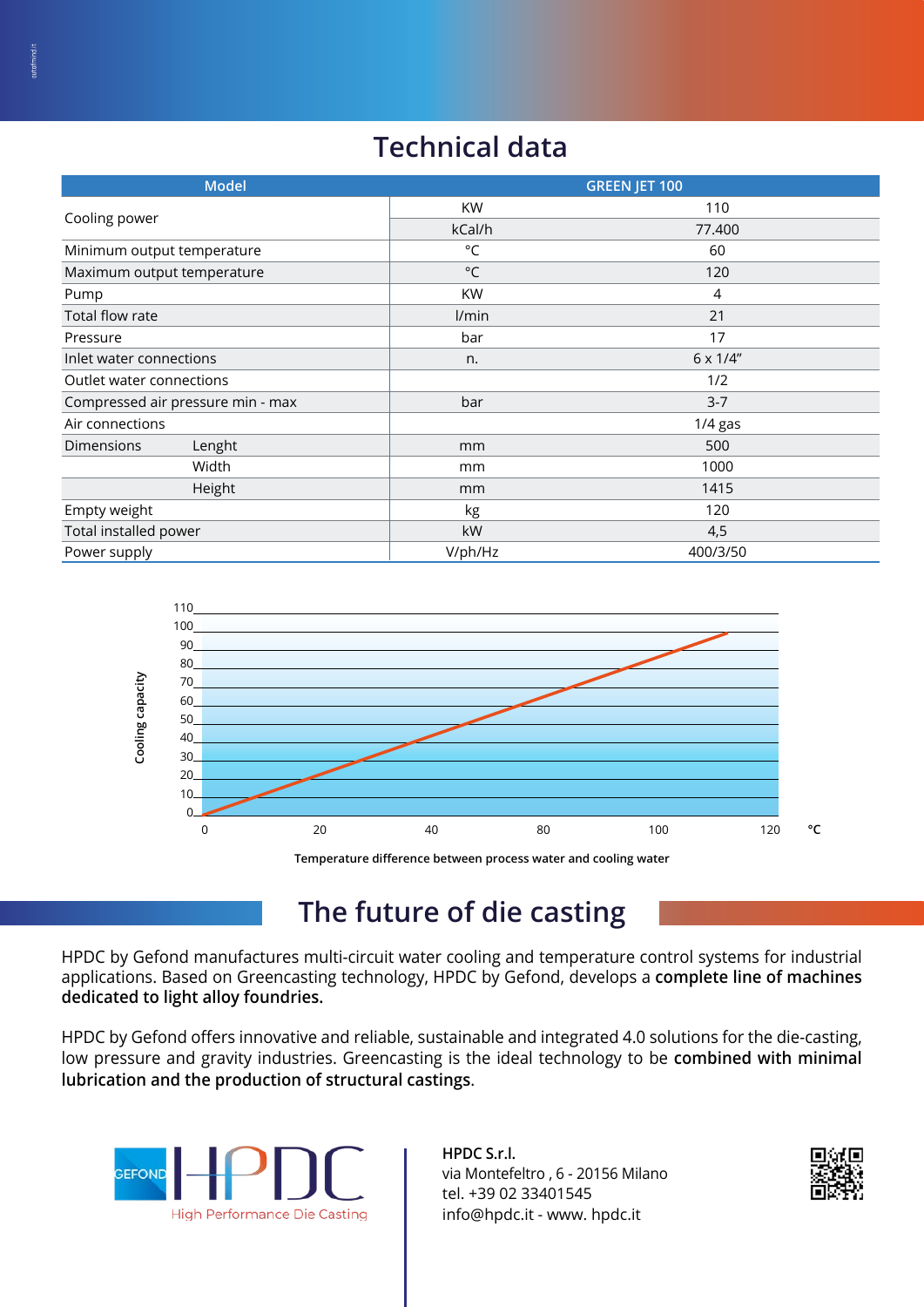# Technical data

| Model | | GREEN JET 100 |
|---|---|---|
| Cooling power | KW | 110 |
| | kCal/h | 77.400 |
| Minimum output temperature | °C | 60 |
| Maximum output temperature | °C | 120 |
| Pump | KW | 4 |
| Total flow rate | l/min | 21 |
| Pressure | bar | 17 |
| Inlet water connections | n. | 6 x 1/4" |
| Outlet water connections | | 1/2 |
| Compressed air pressure min - max | bar | 3-7 |
| Air connections | | 1/4 gas |
| Dimensions Lenght | mm | 500 |
| Width | mm | 1000 |
| Height | mm | 1415 |
| Empty weight | kg | 120 |
| Total installed power | kW | 4,5 |
| Power supply | V/ph/Hz | 400/3/50 |

Cooling capacity

110
100
90
80
70
60
50
40
30
20
10
0

0 20 40 80 100 120 °C

Temperature difference between process water and cooling water

## The future of die casting

HPDC by Gefond manufactures multi-circuit water cooling and temperature control systems for industrial applications. Based on Greencasting technology, HPDC by Gefond, develops a **complete line of machines dedicated to light alloy foundries.**

HPDC by Gefond offers innovative and reliable, sustainable and integrated 4.0 solutions for the die-casting, low pressure and gravity industries. Greencasting is the ideal technology to be **combined with minimal lubrication and the production of structural castings**.

GEFOND HPDC High Performance Die Casting

**HPDC S.r.l.**
via Montefeltro , 6 - 20156 Milano
tel. +39 02 33401545
info@hpdc.it - www. hpdc.it